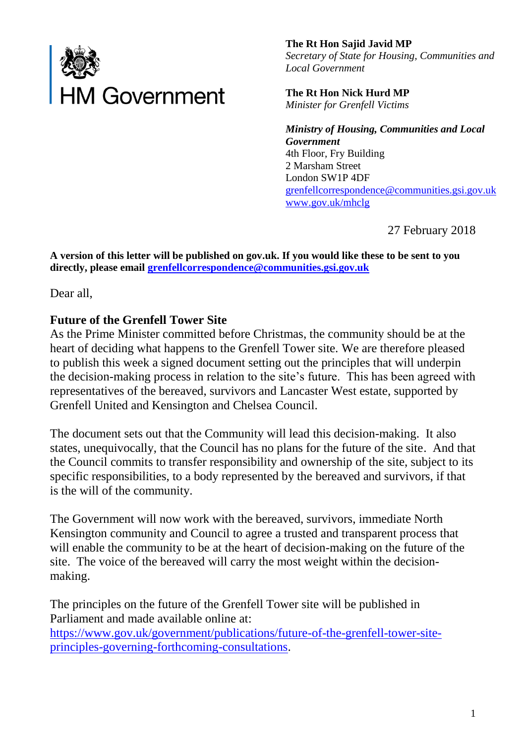HM Government

**The Rt Hon Sajid Javid MP**
*Secretary of State for Housing, Communities and Local Government*

**The Rt Hon Nick Hurd MP**
*Minister for Grenfell Victims*

***Ministry of Housing, Communities and Local Government***
4th Floor, Fry Building
2 Marsham Street
London SW1P 4DF
grenfellcorrespondence@communities.gsi.gov.uk
www.gov.uk/mhclg

27 February 2018

**A version of this letter will be published on gov.uk. If you would like these to be sent to you directly, please email grenfellcorrespondence@communities.gsi.gov.uk**

Dear all,

**Future of the Grenfell Tower Site**

As the Prime Minister committed before Christmas, the community should be at the heart of deciding what happens to the Grenfell Tower site. We are therefore pleased to publish this week a signed document setting out the principles that will underpin the decision-making process in relation to the site's future. This has been agreed with representatives of the bereaved, survivors and Lancaster West estate, supported by Grenfell United and Kensington and Chelsea Council.

The document sets out that the Community will lead this decision-making. It also states, unequivocally, that the Council has no plans for the future of the site. And that the Council commits to transfer responsibility and ownership of the site, subject to its specific responsibilities, to a body represented by the bereaved and survivors, if that is the will of the community.

The Government will now work with the bereaved, survivors, immediate North Kensington community and Council to agree a trusted and transparent process that will enable the community to be at the heart of decision-making on the future of the site. The voice of the bereaved will carry the most weight within the decision-making.

The principles on the future of the Grenfell Tower site will be published in Parliament and made available online at:
https://www.gov.uk/government/publications/future-of-the-grenfell-tower-site-principles-governing-forthcoming-consultations.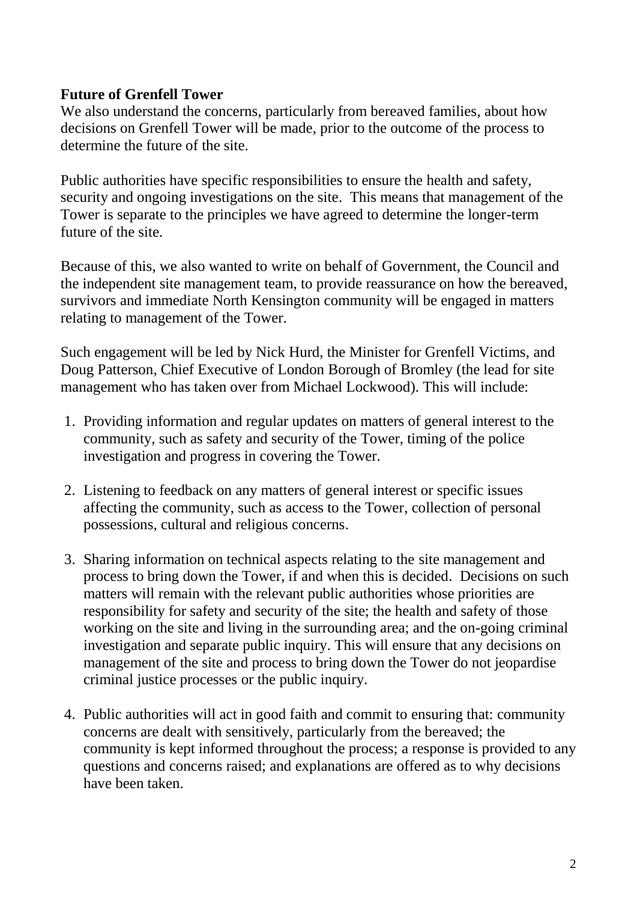**Future of Grenfell Tower**

We also understand the concerns, particularly from bereaved families, about how decisions on Grenfell Tower will be made, prior to the outcome of the process to determine the future of the site.

Public authorities have specific responsibilities to ensure the health and safety, security and ongoing investigations on the site. This means that management of the Tower is separate to the principles we have agreed to determine the longer-term future of the site.

Because of this, we also wanted to write on behalf of Government, the Council and the independent site management team, to provide reassurance on how the bereaved, survivors and immediate North Kensington community will be engaged in matters relating to management of the Tower.

Such engagement will be led by Nick Hurd, the Minister for Grenfell Victims, and Doug Patterson, Chief Executive of London Borough of Bromley (the lead for site management who has taken over from Michael Lockwood). This will include:

1. Providing information and regular updates on matters of general interest to the community, such as safety and security of the Tower, timing of the police investigation and progress in covering the Tower.

2. Listening to feedback on any matters of general interest or specific issues affecting the community, such as access to the Tower, collection of personal possessions, cultural and religious concerns.

3. Sharing information on technical aspects relating to the site management and process to bring down the Tower, if and when this is decided. Decisions on such matters will remain with the relevant public authorities whose priorities are responsibility for safety and security of the site; the health and safety of those working on the site and living in the surrounding area; and the on-going criminal investigation and separate public inquiry. This will ensure that any decisions on management of the site and process to bring down the Tower do not jeopardise criminal justice processes or the public inquiry.

4. Public authorities will act in good faith and commit to ensuring that: community concerns are dealt with sensitively, particularly from the bereaved; the community is kept informed throughout the process; a response is provided to any questions and concerns raised; and explanations are offered as to why decisions have been taken.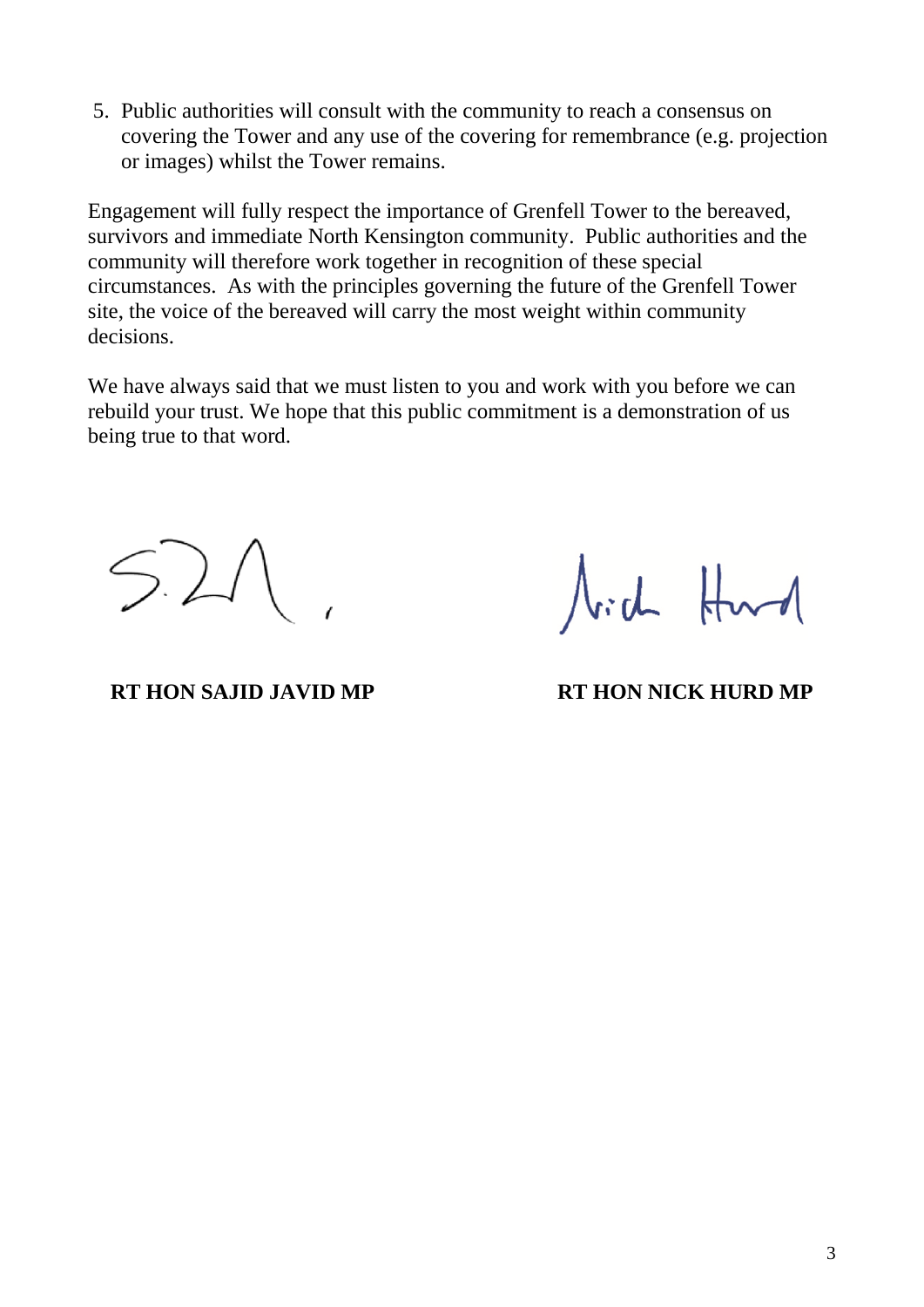5. Public authorities will consult with the community to reach a consensus on covering the Tower and any use of the covering for remembrance (e.g. projection or images) whilst the Tower remains.

Engagement will fully respect the importance of Grenfell Tower to the bereaved, survivors and immediate North Kensington community. Public authorities and the community will therefore work together in recognition of these special circumstances. As with the principles governing the future of the Grenfell Tower site, the voice of the bereaved will carry the most weight within community decisions.

We have always said that we must listen to you and work with you before we can rebuild your trust. We hope that this public commitment is a demonstration of us being true to that word.

**RT HON SAJID JAVID MP** **RT HON NICK HURD MP**